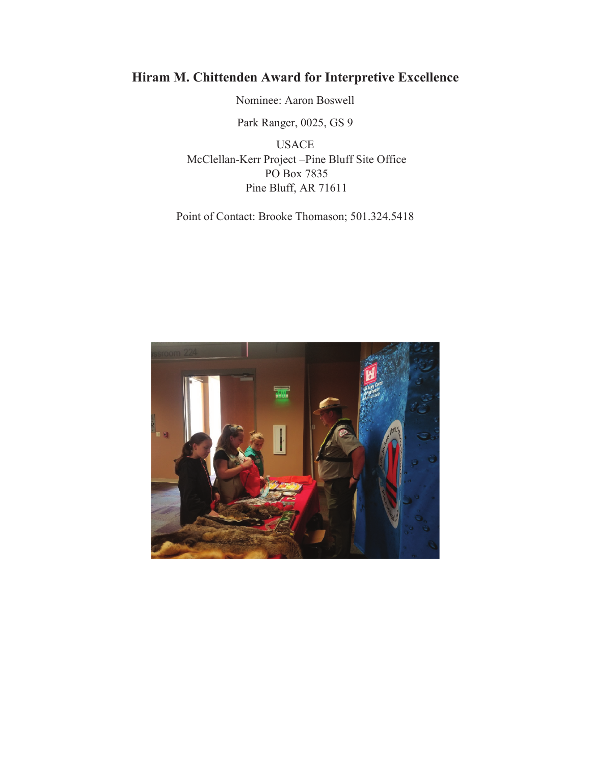# Hiram M. Chittenden Award for Interpretive Excellence

Nominee: Aaron Boswell

Park Ranger, 0025, GS 9

USACE
McClellan-Kerr Project –Pine Bluff Site Office
PO Box 7835
Pine Bluff, AR 71611

Point of Contact: Brooke Thomason; 501.324.5418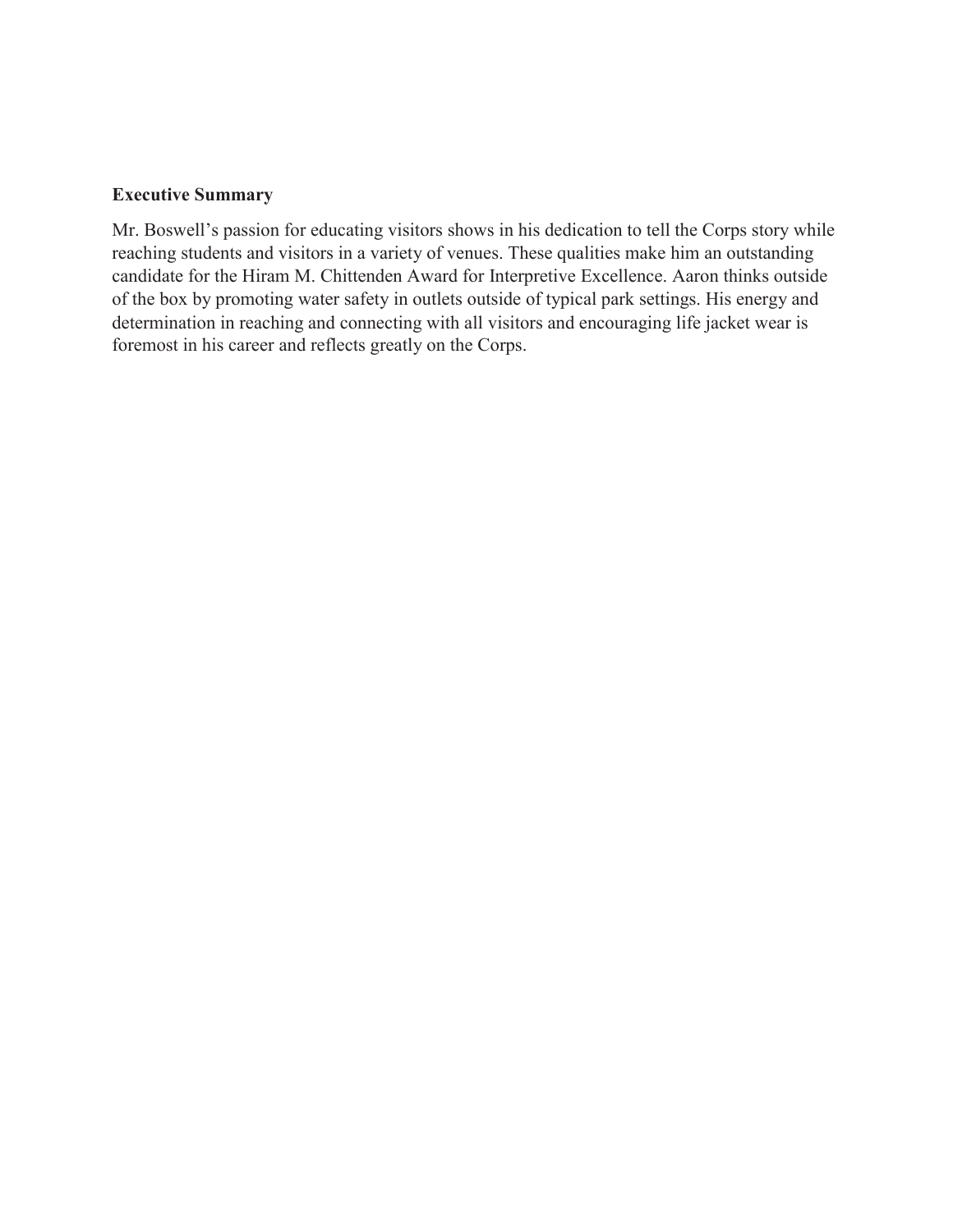**Executive Summary**

Mr. Boswell's passion for educating visitors shows in his dedication to tell the Corps story while reaching students and visitors in a variety of venues. These qualities make him an outstanding candidate for the Hiram M. Chittenden Award for Interpretive Excellence. Aaron thinks outside of the box by promoting water safety in outlets outside of typical park settings. His energy and determination in reaching and connecting with all visitors and encouraging life jacket wear is foremost in his career and reflects greatly on the Corps.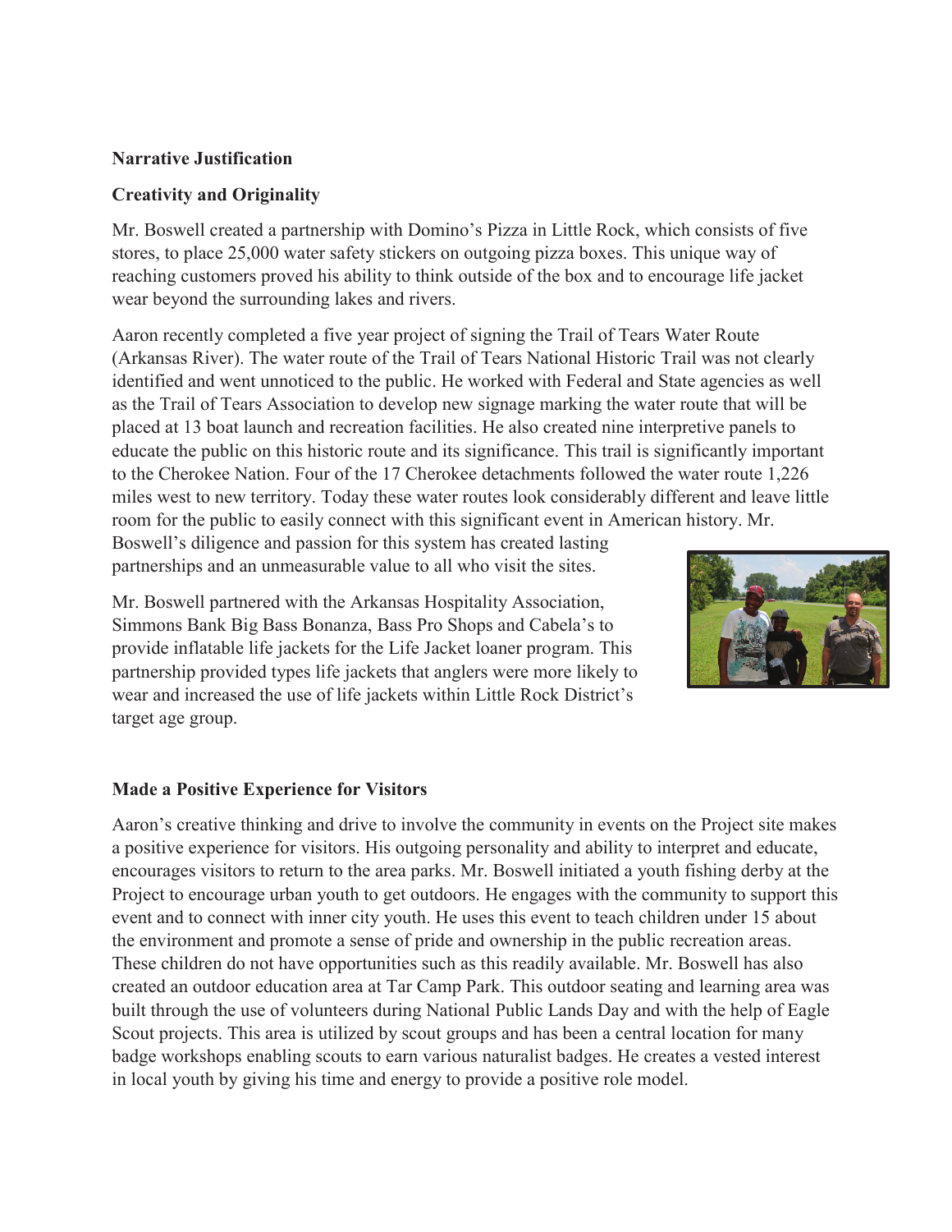**Narrative Justification**

**Creativity and Originality**

Mr. Boswell created a partnership with Domino's Pizza in Little Rock, which consists of five stores, to place 25,000 water safety stickers on outgoing pizza boxes. This unique way of reaching customers proved his ability to think outside of the box and to encourage life jacket wear beyond the surrounding lakes and rivers.

Aaron recently completed a five year project of signing the Trail of Tears Water Route (Arkansas River). The water route of the Trail of Tears National Historic Trail was not clearly identified and went unnoticed to the public. He worked with Federal and State agencies as well as the Trail of Tears Association to develop new signage marking the water route that will be placed at 13 boat launch and recreation facilities. He also created nine interpretive panels to educate the public on this historic route and its significance. This trail is significantly important to the Cherokee Nation. Four of the 17 Cherokee detachments followed the water route 1,226 miles west to new territory. Today these water routes look considerably different and leave little room for the public to easily connect with this significant event in American history. Mr. Boswell's diligence and passion for this system has created lasting partnerships and an unmeasurable value to all who visit the sites.

Mr. Boswell partnered with the Arkansas Hospitality Association, Simmons Bank Big Bass Bonanza, Bass Pro Shops and Cabela's to provide inflatable life jackets for the Life Jacket loaner program. This partnership provided types life jackets that anglers were more likely to wear and increased the use of life jackets within Little Rock District's target age group.

**Made a Positive Experience for Visitors**

Aaron's creative thinking and drive to involve the community in events on the Project site makes a positive experience for visitors. His outgoing personality and ability to interpret and educate, encourages visitors to return to the area parks. Mr. Boswell initiated a youth fishing derby at the Project to encourage urban youth to get outdoors. He engages with the community to support this event and to connect with inner city youth. He uses this event to teach children under 15 about the environment and promote a sense of pride and ownership in the public recreation areas. These children do not have opportunities such as this readily available. Mr. Boswell has also created an outdoor education area at Tar Camp Park. This outdoor seating and learning area was built through the use of volunteers during National Public Lands Day and with the help of Eagle Scout projects. This area is utilized by scout groups and has been a central location for many badge workshops enabling scouts to earn various naturalist badges. He creates a vested interest in local youth by giving his time and energy to provide a positive role model.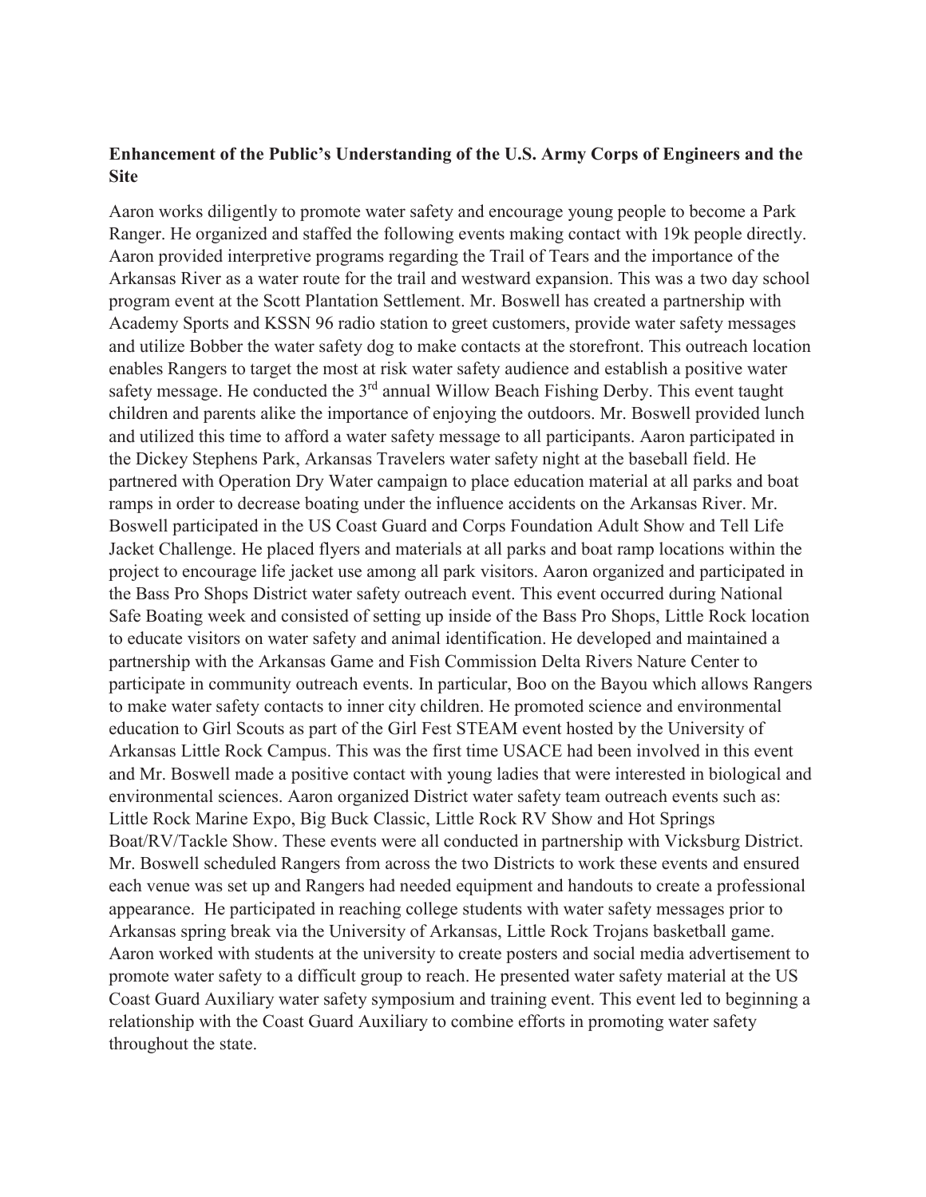**Enhancement of the Public's Understanding of the U.S. Army Corps of Engineers and the Site**

Aaron works diligently to promote water safety and encourage young people to become a Park Ranger. He organized and staffed the following events making contact with 19k people directly. Aaron provided interpretive programs regarding the Trail of Tears and the importance of the Arkansas River as a water route for the trail and westward expansion. This was a two day school program event at the Scott Plantation Settlement. Mr. Boswell has created a partnership with Academy Sports and KSSN 96 radio station to greet customers, provide water safety messages and utilize Bobber the water safety dog to make contacts at the storefront. This outreach location enables Rangers to target the most at risk water safety audience and establish a positive water safety message. He conducted the 3rd annual Willow Beach Fishing Derby. This event taught children and parents alike the importance of enjoying the outdoors. Mr. Boswell provided lunch and utilized this time to afford a water safety message to all participants. Aaron participated in the Dickey Stephens Park, Arkansas Travelers water safety night at the baseball field. He partnered with Operation Dry Water campaign to place education material at all parks and boat ramps in order to decrease boating under the influence accidents on the Arkansas River. Mr. Boswell participated in the US Coast Guard and Corps Foundation Adult Show and Tell Life Jacket Challenge. He placed flyers and materials at all parks and boat ramp locations within the project to encourage life jacket use among all park visitors. Aaron organized and participated in the Bass Pro Shops District water safety outreach event. This event occurred during National Safe Boating week and consisted of setting up inside of the Bass Pro Shops, Little Rock location to educate visitors on water safety and animal identification. He developed and maintained a partnership with the Arkansas Game and Fish Commission Delta Rivers Nature Center to participate in community outreach events. In particular, Boo on the Bayou which allows Rangers to make water safety contacts to inner city children. He promoted science and environmental education to Girl Scouts as part of the Girl Fest STEAM event hosted by the University of Arkansas Little Rock Campus. This was the first time USACE had been involved in this event and Mr. Boswell made a positive contact with young ladies that were interested in biological and environmental sciences. Aaron organized District water safety team outreach events such as: Little Rock Marine Expo, Big Buck Classic, Little Rock RV Show and Hot Springs Boat/RV/Tackle Show. These events were all conducted in partnership with Vicksburg District. Mr. Boswell scheduled Rangers from across the two Districts to work these events and ensured each venue was set up and Rangers had needed equipment and handouts to create a professional appearance. He participated in reaching college students with water safety messages prior to Arkansas spring break via the University of Arkansas, Little Rock Trojans basketball game. Aaron worked with students at the university to create posters and social media advertisement to promote water safety to a difficult group to reach. He presented water safety material at the US Coast Guard Auxiliary water safety symposium and training event. This event led to beginning a relationship with the Coast Guard Auxiliary to combine efforts in promoting water safety throughout the state.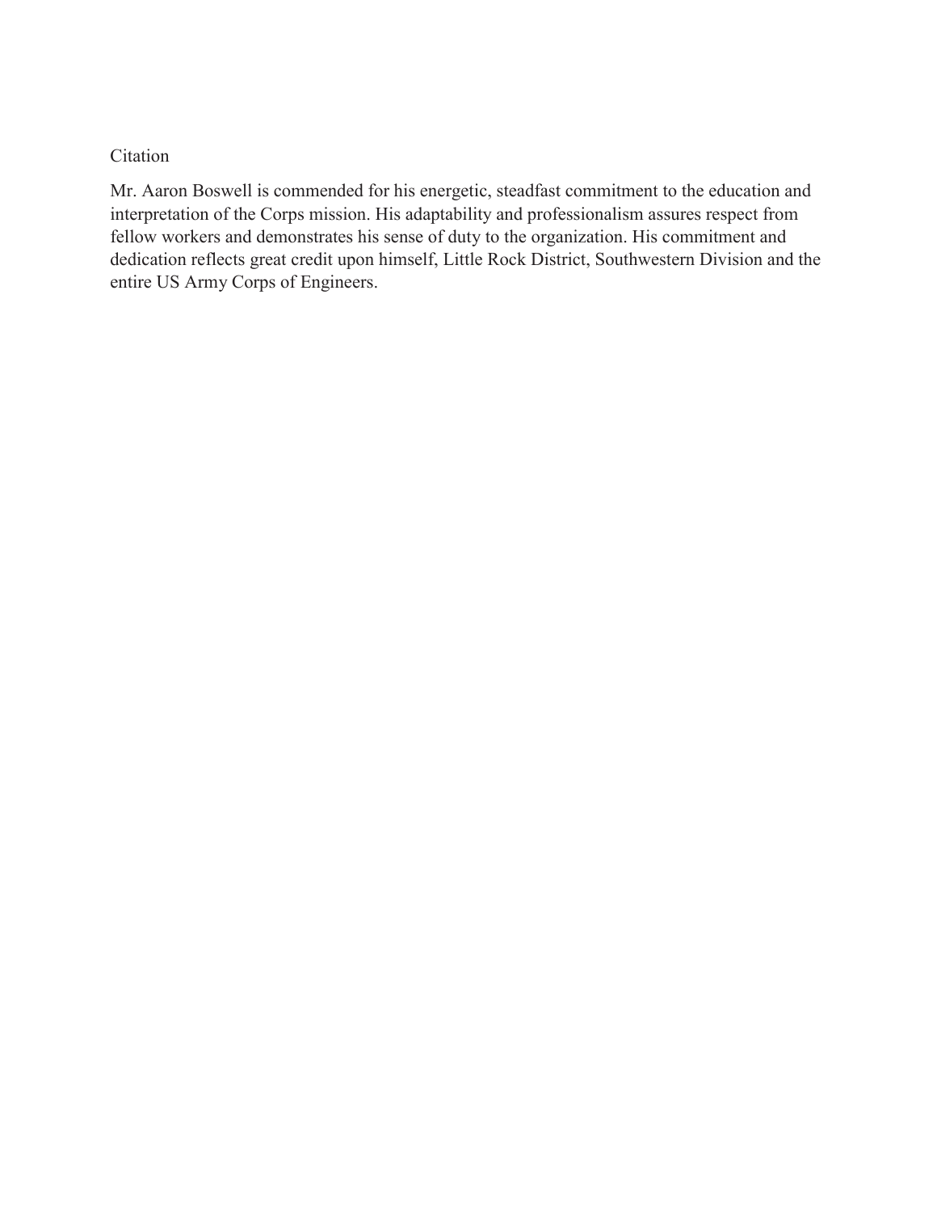Citation

Mr. Aaron Boswell is commended for his energetic, steadfast commitment to the education and interpretation of the Corps mission. His adaptability and professionalism assures respect from fellow workers and demonstrates his sense of duty to the organization. His commitment and dedication reflects great credit upon himself, Little Rock District, Southwestern Division and the entire US Army Corps of Engineers.